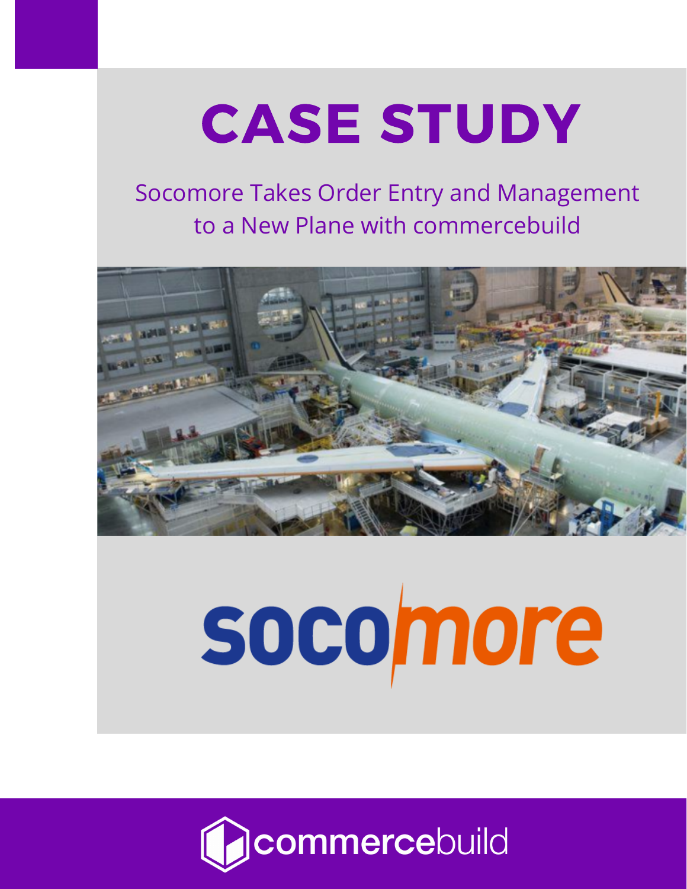# CASE STUDY

Socomore Takes Order Entry and Management to a New Plane with commercebuild

socomore

commercebuild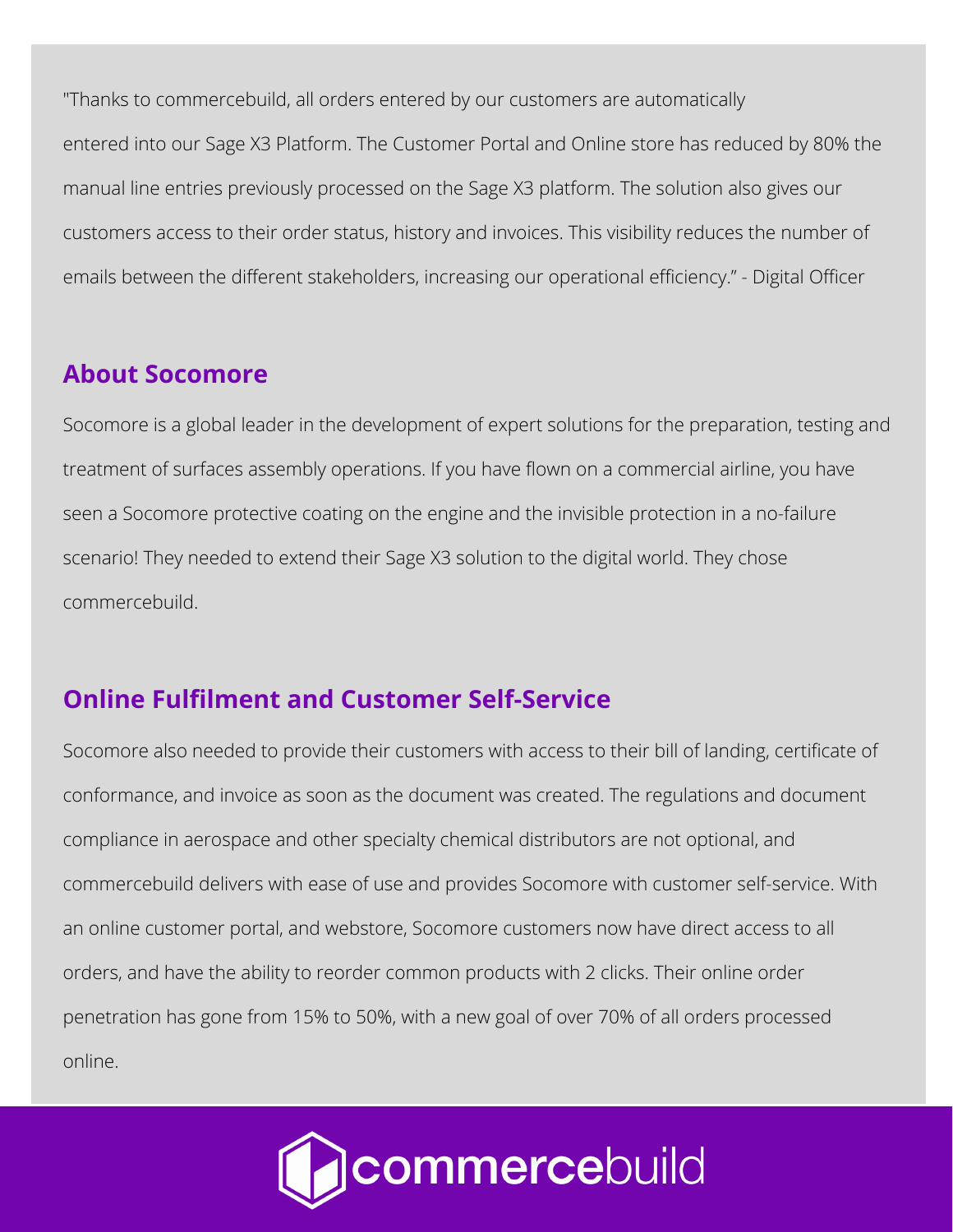"Thanks to commercebuild, all orders entered by our customers are automatically entered into our Sage X3 Platform. The Customer Portal and Online store has reduced by 80% the manual line entries previously processed on the Sage X3 platform. The solution also gives our customers access to their order status, history and invoices. This visibility reduces the number of emails between the different stakeholders, increasing our operational efficiency." - Digital Officer

## About Socomore

Socomore is a global leader in the development of expert solutions for the preparation, testing and treatment of surfaces assembly operations. If you have flown on a commercial airline, you have seen a Socomore protective coating on the engine and the invisible protection in a no-failure scenario! They needed to extend their Sage X3 solution to the digital world. They chose commercebuild.

## Online Fulfilment and Customer Self-Service

Socomore also needed to provide their customers with access to their bill of landing, certificate of conformance, and invoice as soon as the document was created. The regulations and document compliance in aerospace and other specialty chemical distributors are not optional, and commercebuild delivers with ease of use and provides Socomore with customer self-service. With an online customer portal, and webstore, Socomore customers now have direct access to all orders, and have the ability to reorder common products with 2 clicks. Their online order penetration has gone from 15% to 50%, with a new goal of over 70% of all orders processed online.

commercebuild